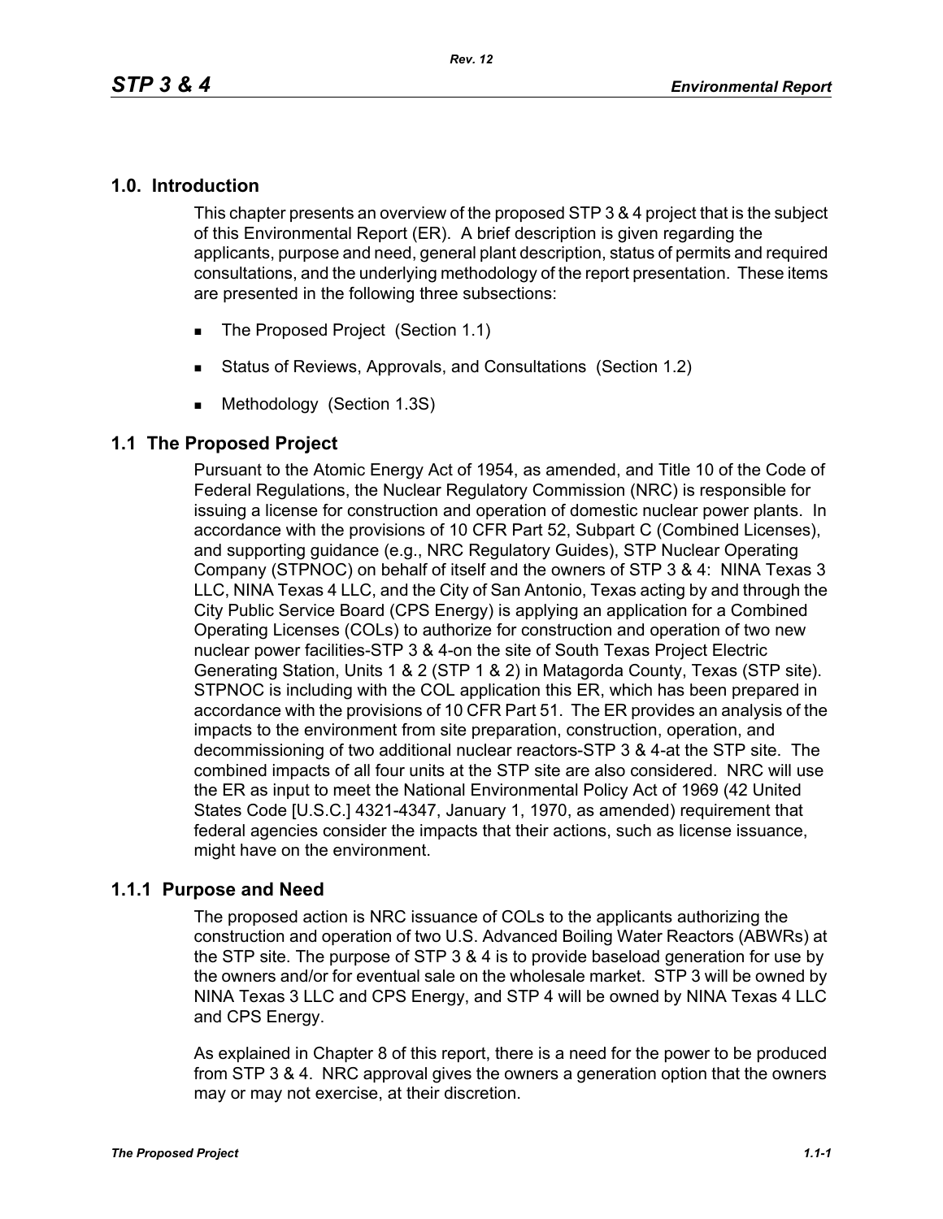## 1.0. Introduction

This chapter presents an overview of the proposed STP 3 & 4 project that is the subject of this Environmental Report (ER). A brief description is given regarding the applicants, purpose and need, general plant description, status of permits and required consultations, and the underlying methodology of the report presentation. These items are presented in the following three subsections:

- The Proposed Project (Section 1.1)
- Status of Reviews, Approvals, and Consultations (Section 1.2)
- Methodology (Section 1.3S)

## 1.1 The Proposed Project

Pursuant to the Atomic Energy Act of 1954, as amended, and Title 10 of the Code of Federal Regulations, the Nuclear Regulatory Commission (NRC) is responsible for issuing a license for construction and operation of domestic nuclear power plants. In accordance with the provisions of 10 CFR Part 52, Subpart C (Combined Licenses), and supporting guidance (e.g., NRC Regulatory Guides), STP Nuclear Operating Company (STPNOC) on behalf of itself and the owners of STP 3 & 4: NINA Texas 3 LLC, NINA Texas 4 LLC, and the City of San Antonio, Texas acting by and through the City Public Service Board (CPS Energy) is applying an application for a Combined Operating Licenses (COLs) to authorize for construction and operation of two new nuclear power facilities-STP 3 & 4-on the site of South Texas Project Electric Generating Station, Units 1 & 2 (STP 1 & 2) in Matagorda County, Texas (STP site). STPNOC is including with the COL application this ER, which has been prepared in accordance with the provisions of 10 CFR Part 51. The ER provides an analysis of the impacts to the environment from site preparation, construction, operation, and decommissioning of two additional nuclear reactors-STP 3 & 4-at the STP site. The combined impacts of all four units at the STP site are also considered. NRC will use the ER as input to meet the National Environmental Policy Act of 1969 (42 United States Code [U.S.C.] 4321-4347, January 1, 1970, as amended) requirement that federal agencies consider the impacts that their actions, such as license issuance, might have on the environment.

### 1.1.1 Purpose and Need

The proposed action is NRC issuance of COLs to the applicants authorizing the construction and operation of two U.S. Advanced Boiling Water Reactors (ABWRs) at the STP site. The purpose of STP 3 & 4 is to provide baseload generation for use by the owners and/or for eventual sale on the wholesale market. STP 3 will be owned by NINA Texas 3 LLC and CPS Energy, and STP 4 will be owned by NINA Texas 4 LLC and CPS Energy.

As explained in Chapter 8 of this report, there is a need for the power to be produced from STP 3 & 4. NRC approval gives the owners a generation option that the owners may or may not exercise, at their discretion.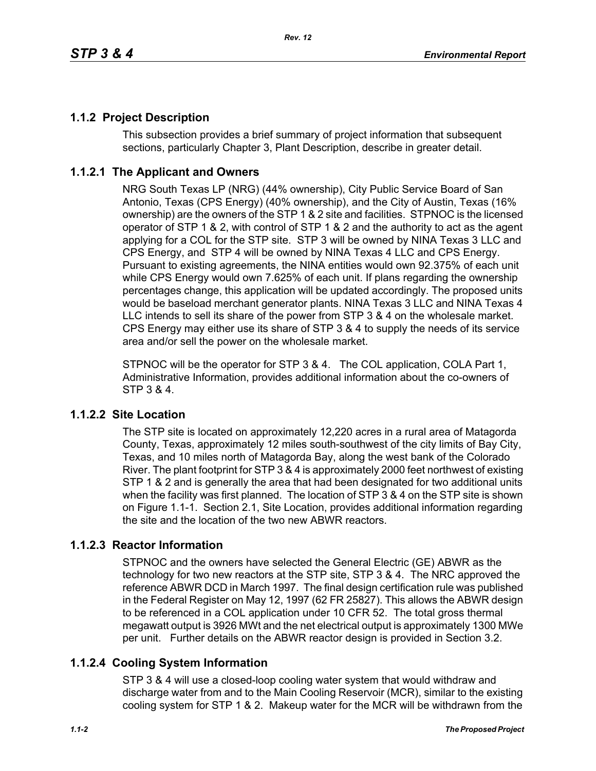## 1.1.2 Project Description

This subsection provides a brief summary of project information that subsequent sections, particularly Chapter 3, Plant Description, describe in greater detail.

### 1.1.2.1 The Applicant and Owners

NRG South Texas LP (NRG) (44% ownership), City Public Service Board of San Antonio, Texas (CPS Energy) (40% ownership), and the City of Austin, Texas (16% ownership) are the owners of the STP 1 & 2 site and facilities. STPNOC is the licensed operator of STP 1 & 2, with control of STP 1 & 2 and the authority to act as the agent applying for a COL for the STP site. STP 3 will be owned by NINA Texas 3 LLC and CPS Energy, and STP 4 will be owned by NINA Texas 4 LLC and CPS Energy. Pursuant to existing agreements, the NINA entities would own 92.375% of each unit while CPS Energy would own 7.625% of each unit. If plans regarding the ownership percentages change, this application will be updated accordingly. The proposed units would be baseload merchant generator plants. NINA Texas 3 LLC and NINA Texas 4 LLC intends to sell its share of the power from STP 3 & 4 on the wholesale market. CPS Energy may either use its share of STP 3 & 4 to supply the needs of its service area and/or sell the power on the wholesale market.

STPNOC will be the operator for STP 3 & 4. The COL application, COLA Part 1, Administrative Information, provides additional information about the co-owners of STP 3 & 4.

### 1.1.2.2 Site Location

The STP site is located on approximately 12,220 acres in a rural area of Matagorda County, Texas, approximately 12 miles south-southwest of the city limits of Bay City, Texas, and 10 miles north of Matagorda Bay, along the west bank of the Colorado River. The plant footprint for STP 3 & 4 is approximately 2000 feet northwest of existing STP 1 & 2 and is generally the area that had been designated for two additional units when the facility was first planned. The location of STP 3 & 4 on the STP site is shown on Figure 1.1-1. Section 2.1, Site Location, provides additional information regarding the site and the location of the two new ABWR reactors.

### 1.1.2.3 Reactor Information

STPNOC and the owners have selected the General Electric (GE) ABWR as the technology for two new reactors at the STP site, STP 3 & 4. The NRC approved the reference ABWR DCD in March 1997. The final design certification rule was published in the Federal Register on May 12, 1997 (62 FR 25827). This allows the ABWR design to be referenced in a COL application under 10 CFR 52. The total gross thermal megawatt output is 3926 MWt and the net electrical output is approximately 1300 MWe per unit. Further details on the ABWR reactor design is provided in Section 3.2.

### 1.1.2.4 Cooling System Information

STP 3 & 4 will use a closed-loop cooling water system that would withdraw and discharge water from and to the Main Cooling Reservoir (MCR), similar to the existing cooling system for STP 1 & 2. Makeup water for the MCR will be withdrawn from the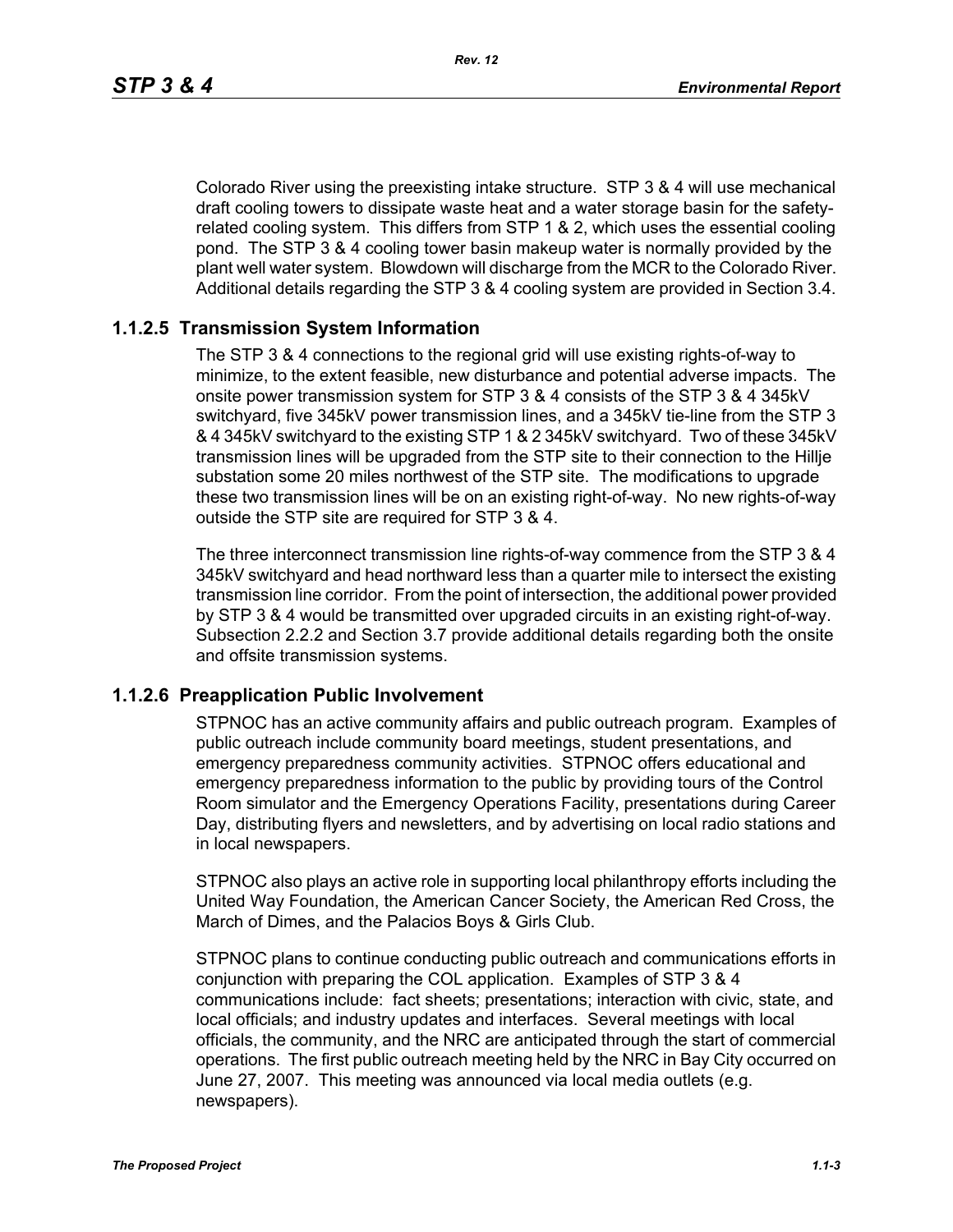Colorado River using the preexisting intake structure. STP 3 & 4 will use mechanical draft cooling towers to dissipate waste heat and a water storage basin for the safety-related cooling system. This differs from STP 1 & 2, which uses the essential cooling pond. The STP 3 & 4 cooling tower basin makeup water is normally provided by the plant well water system. Blowdown will discharge from the MCR to the Colorado River. Additional details regarding the STP 3 & 4 cooling system are provided in Section 3.4.

### 1.1.2.5 Transmission System Information

The STP 3 & 4 connections to the regional grid will use existing rights-of-way to minimize, to the extent feasible, new disturbance and potential adverse impacts. The onsite power transmission system for STP 3 & 4 consists of the STP 3 & 4 345kV switchyard, five 345kV power transmission lines, and a 345kV tie-line from the STP 3 & 4 345kV switchyard to the existing STP 1 & 2 345kV switchyard. Two of these 345kV transmission lines will be upgraded from the STP site to their connection to the Hillje substation some 20 miles northwest of the STP site. The modifications to upgrade these two transmission lines will be on an existing right-of-way. No new rights-of-way outside the STP site are required for STP 3 & 4.

The three interconnect transmission line rights-of-way commence from the STP 3 & 4 345kV switchyard and head northward less than a quarter mile to intersect the existing transmission line corridor. From the point of intersection, the additional power provided by STP 3 & 4 would be transmitted over upgraded circuits in an existing right-of-way. Subsection 2.2.2 and Section 3.7 provide additional details regarding both the onsite and offsite transmission systems.

### 1.1.2.6 Preapplication Public Involvement

STPNOC has an active community affairs and public outreach program. Examples of public outreach include community board meetings, student presentations, and emergency preparedness community activities. STPNOC offers educational and emergency preparedness information to the public by providing tours of the Control Room simulator and the Emergency Operations Facility, presentations during Career Day, distributing flyers and newsletters, and by advertising on local radio stations and in local newspapers.

STPNOC also plays an active role in supporting local philanthropy efforts including the United Way Foundation, the American Cancer Society, the American Red Cross, the March of Dimes, and the Palacios Boys & Girls Club.

STPNOC plans to continue conducting public outreach and communications efforts in conjunction with preparing the COL application. Examples of STP 3 & 4 communications include: fact sheets; presentations; interaction with civic, state, and local officials; and industry updates and interfaces. Several meetings with local officials, the community, and the NRC are anticipated through the start of commercial operations. The first public outreach meeting held by the NRC in Bay City occurred on June 27, 2007. This meeting was announced via local media outlets (e.g. newspapers).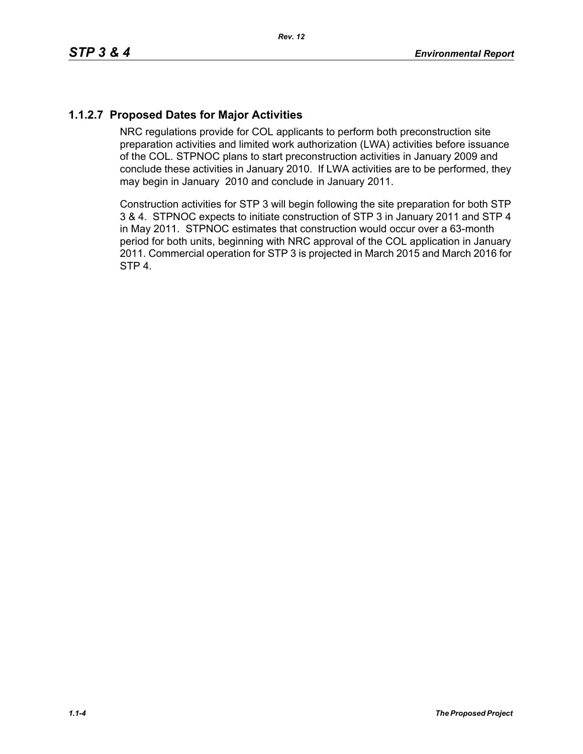### 1.1.2.7 Proposed Dates for Major Activities

NRC regulations provide for COL applicants to perform both preconstruction site preparation activities and limited work authorization (LWA) activities before issuance of the COL. STPNOC plans to start preconstruction activities in January 2009 and conclude these activities in January 2010. If LWA activities are to be performed, they may begin in January 2010 and conclude in January 2011.

Construction activities for STP 3 will begin following the site preparation for both STP 3 & 4. STPNOC expects to initiate construction of STP 3 in January 2011 and STP 4 in May 2011. STPNOC estimates that construction would occur over a 63-month period for both units, beginning with NRC approval of the COL application in January 2011. Commercial operation for STP 3 is projected in March 2015 and March 2016 for STP 4.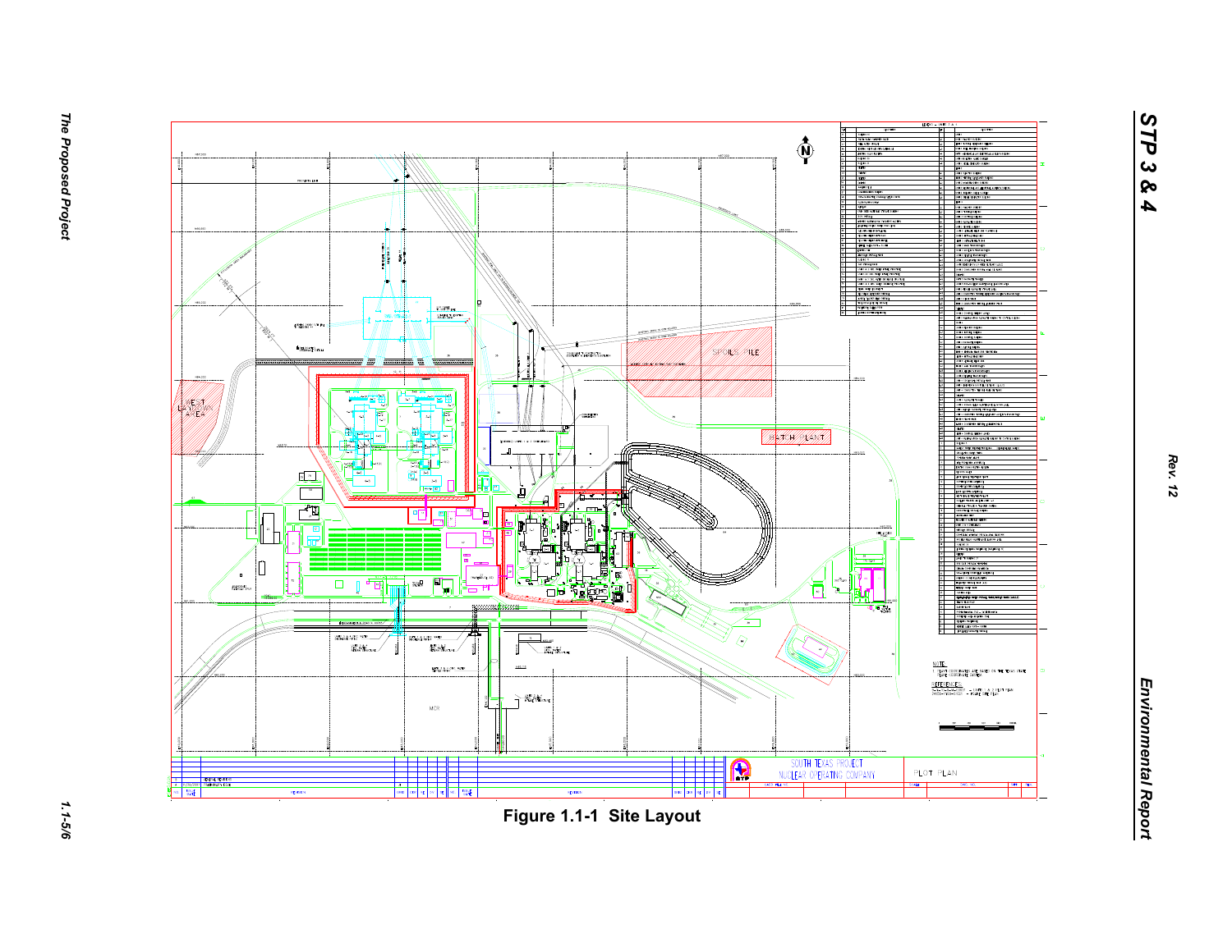Figure 1.1-1 Site Layout